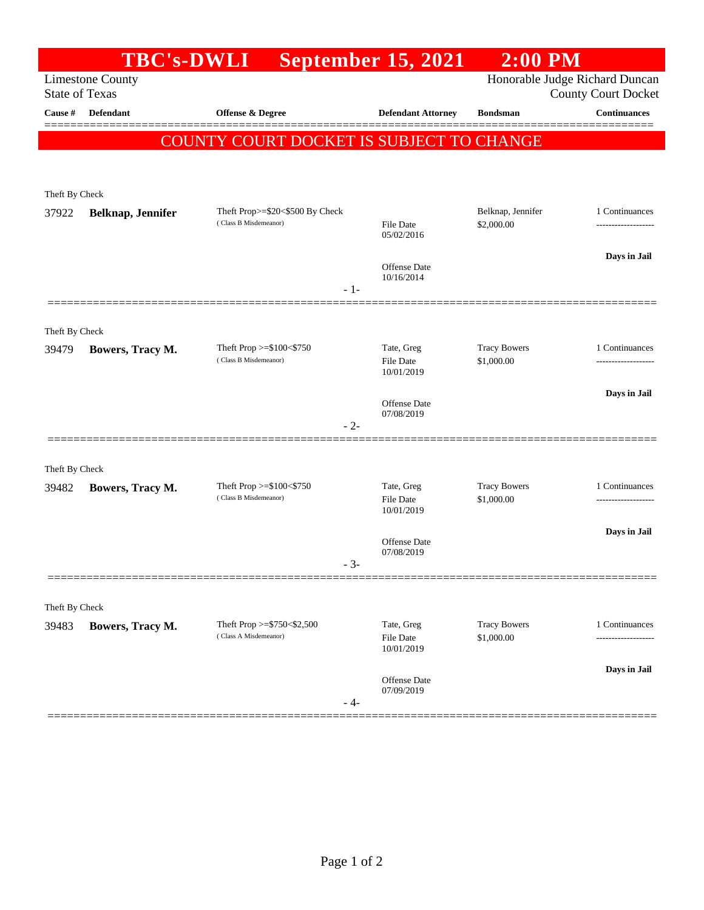# TBC's-DWLI September 15, 2021 2:00 PM

Limestone County
State of Texas

Honorable Judge Richard Duncan
County Court Docket

## COUNTY COURT DOCKET IS SUBJECT TO CHANGE

| Cause # | Defendant | Offense & Degree | Defendant Attorney | Bondsman | Continuances |
|---|---|---|---|---|---|
| Theft By Check | | | | | |
| 37922 | **Belknap, Jennifer** | Theft Prop>=$20<$500 By Check (Class B Misdemeanor) | File Date 05/02/2016<br>Offense Date 10/16/2014 | Belknap, Jennifer<br>$2,000.00 | 1 Continuances<br>**Days in Jail** |
| - 1- | | | | | |
| Theft By Check | | | | | |
| 39479 | **Bowers, Tracy M.** | Theft Prop >=$100<$750 (Class B Misdemeanor) | Tate, Greg<br>File Date 10/01/2019<br>Offense Date 07/08/2019 | Tracy Bowers<br>$1,000.00 | 1 Continuances<br>**Days in Jail** |
| - 2- | | | | | |
| Theft By Check | | | | | |
| 39482 | **Bowers, Tracy M.** | Theft Prop >=$100<$750 (Class B Misdemeanor) | Tate, Greg<br>File Date 10/01/2019<br>Offense Date 07/08/2019 | Tracy Bowers<br>$1,000.00 | 1 Continuances<br>**Days in Jail** |
| - 3- | | | | | |
| Theft By Check | | | | | |
| 39483 | **Bowers, Tracy M.** | Theft Prop >=$750<$2,500 (Class A Misdemeanor) | Tate, Greg<br>File Date 10/01/2019<br>Offense Date 07/09/2019 | Tracy Bowers<br>$1,000.00 | 1 Continuances<br>**Days in Jail** |
| - 4- | | | | | |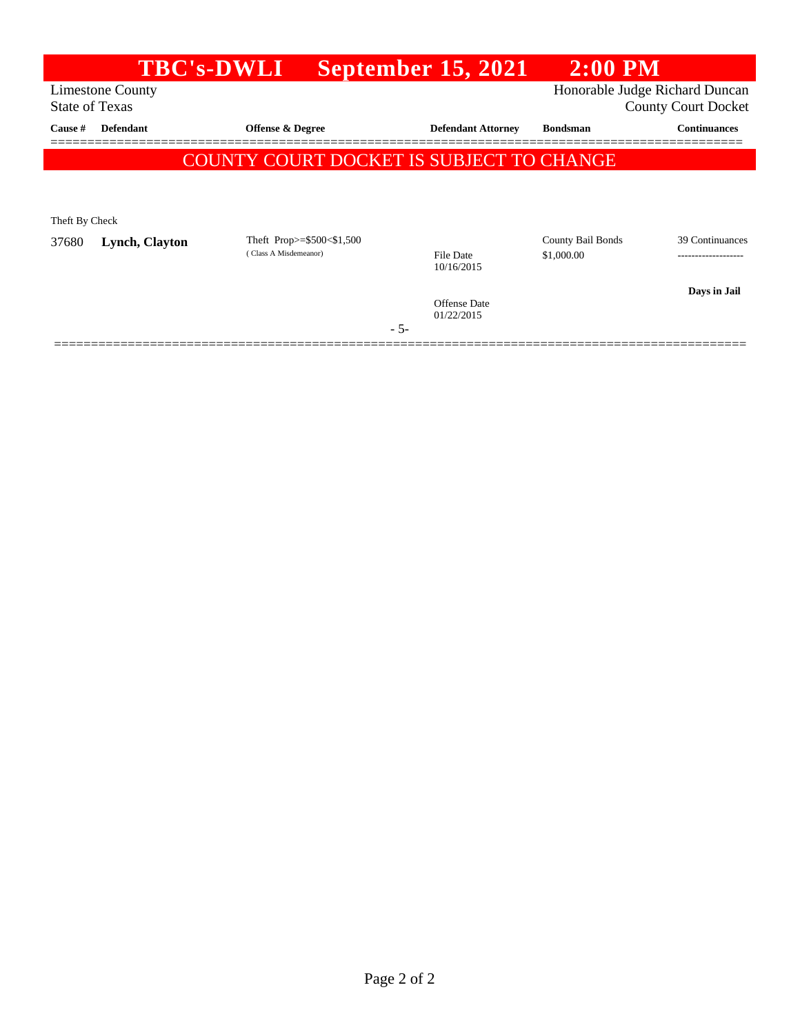# TBC's-DWLI September 15, 2021 2:00 PM

Limestone County
State of Texas

Honorable Judge Richard Duncan
County Court Docket

| Cause # | Defendant | Offense & Degree | Defendant Attorney | Bondsman | Continuances |
|---|---|---|---|---|---|

## COUNTY COURT DOCKET IS SUBJECT TO CHANGE

Theft By Check

| Cause # | Defendant | Offense & Degree | Defendant Attorney | Bondsman | Continuances |
|---|---|---|---|---|---|
| 37680 | **Lynch, Clayton** | Theft Prop>=$500<$1,500 (Class A Misdemeanor) | File Date 10/16/2015<br>Offense Date 01/22/2015 | County Bail Bonds $1,000.00 | 39 Continuances<br>-------------------<br>**Days in Jail** |

- 5-